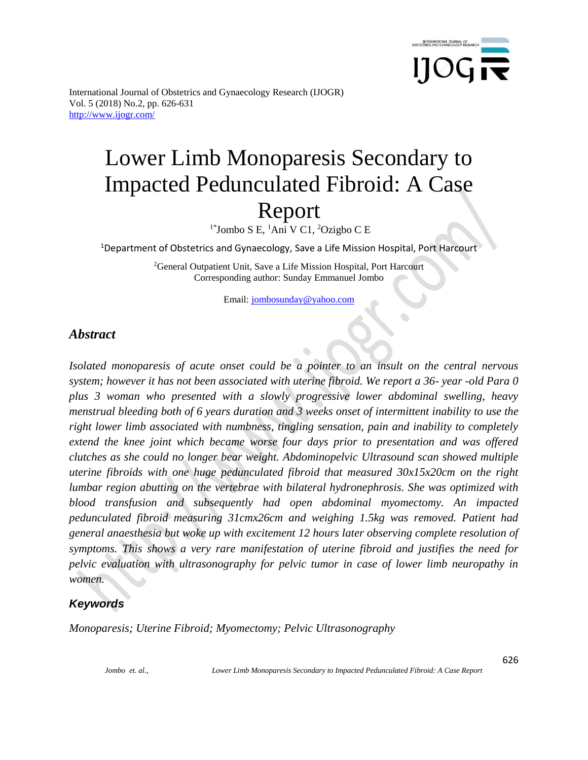International Journal of Obstetrics and Gynaecology Research (IJOGR)
Vol. 5 (2018) No.2, pp. 626-631
http://www.ijogr.com/

# Lower Limb Monoparesis Secondary to Impacted Pedunculated Fibroid: A Case Report

[1*]Jombo S E, [1]Ani V C1, [2]Ozigbo C E

[1]Department of Obstetrics and Gynaecology, Save a Life Mission Hospital, Port Harcourt

[2]General Outpatient Unit, Save a Life Mission Hospital, Port Harcourt
Corresponding author: Sunday Emmanuel Jombo

Email: jombosunday@yahoo.com

## *Abstract*

*Isolated monoparesis of acute onset could be a pointer to an insult on the central nervous system; however it has not been associated with uterine fibroid. We report a 36- year -old Para 0 plus 3 woman who presented with a slowly progressive lower abdominal swelling, heavy menstrual bleeding both of 6 years duration and 3 weeks onset of intermittent inability to use the right lower limb associated with numbness, tingling sensation, pain and inability to completely extend the knee joint which became worse four days prior to presentation and was offered clutches as she could no longer bear weight. Abdominopelvic Ultrasound scan showed multiple uterine fibroids with one huge pedunculated fibroid that measured 30x15x20cm on the right lumbar region abutting on the vertebrae with bilateral hydronephrosis. She was optimized with blood transfusion and subsequently had open abdominal myomectomy. An impacted pedunculated fibroid measuring 31cmx26cm and weighing 1.5kg was removed. Patient had general anaesthesia but woke up with excitement 12 hours later observing complete resolution of symptoms. This shows a very rare manifestation of uterine fibroid and justifies the need for pelvic evaluation with ultrasonography for pelvic tumor in case of lower limb neuropathy in women.*

### *Keywords*

*Monoparesis; Uterine Fibroid; Myomectomy; Pelvic Ultrasonography*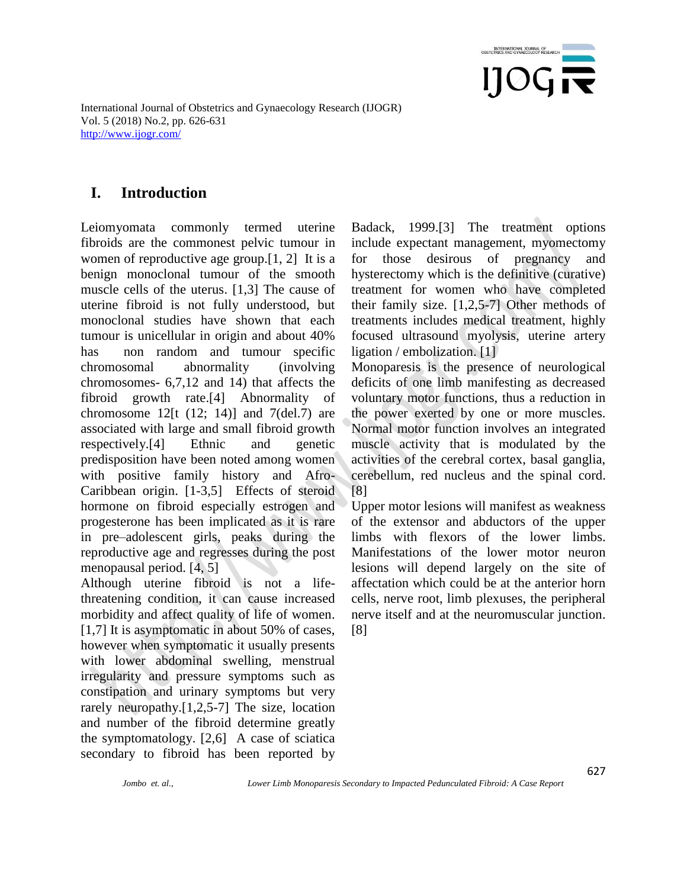## I. Introduction

Leiomyomata commonly termed uterine fibroids are the commonest pelvic tumour in women of reproductive age group.[1, 2] It is a benign monoclonal tumour of the smooth muscle cells of the uterus. [1,3] The cause of uterine fibroid is not fully understood, but monoclonal studies have shown that each tumour is unicellular in origin and about 40% has non random and tumour specific chromosomal abnormality (involving chromosomes- 6,7,12 and 14) that affects the fibroid growth rate.[4] Abnormality of chromosome 12[t (12; 14)] and 7(del.7) are associated with large and small fibroid growth respectively.[4] Ethnic and genetic predisposition have been noted among women with positive family history and Afro-Caribbean origin. [1-3,5] Effects of steroid hormone on fibroid especially estrogen and progesterone has been implicated as it is rare in pre–adolescent girls, peaks during the reproductive age and regresses during the post menopausal period. [4, 5]

Although uterine fibroid is not a life-threatening condition, it can cause increased morbidity and affect quality of life of women. [1,7] It is asymptomatic in about 50% of cases, however when symptomatic it usually presents with lower abdominal swelling, menstrual irregularity and pressure symptoms such as constipation and urinary symptoms but very rarely neuropathy.[1,2,5-7] The size, location and number of the fibroid determine greatly the symptomatology. [2,6] A case of sciatica secondary to fibroid has been reported by Badack, 1999.[3] The treatment options include expectant management, myomectomy for those desirous of pregnancy and hysterectomy which is the definitive (curative) treatment for women who have completed their family size. [1,2,5-7] Other methods of treatments includes medical treatment, highly focused ultrasound myolysis, uterine artery ligation / embolization. [1]

Monoparesis is the presence of neurological deficits of one limb manifesting as decreased voluntary motor functions, thus a reduction in the power exerted by one or more muscles. Normal motor function involves an integrated muscle activity that is modulated by the activities of the cerebral cortex, basal ganglia, cerebellum, red nucleus and the spinal cord. [8]

Upper motor lesions will manifest as weakness of the extensor and abductors of the upper limbs with flexors of the lower limbs. Manifestations of the lower motor neuron lesions will depend largely on the site of affectation which could be at the anterior horn cells, nerve root, limb plexuses, the peripheral nerve itself and at the neuromuscular junction. [8]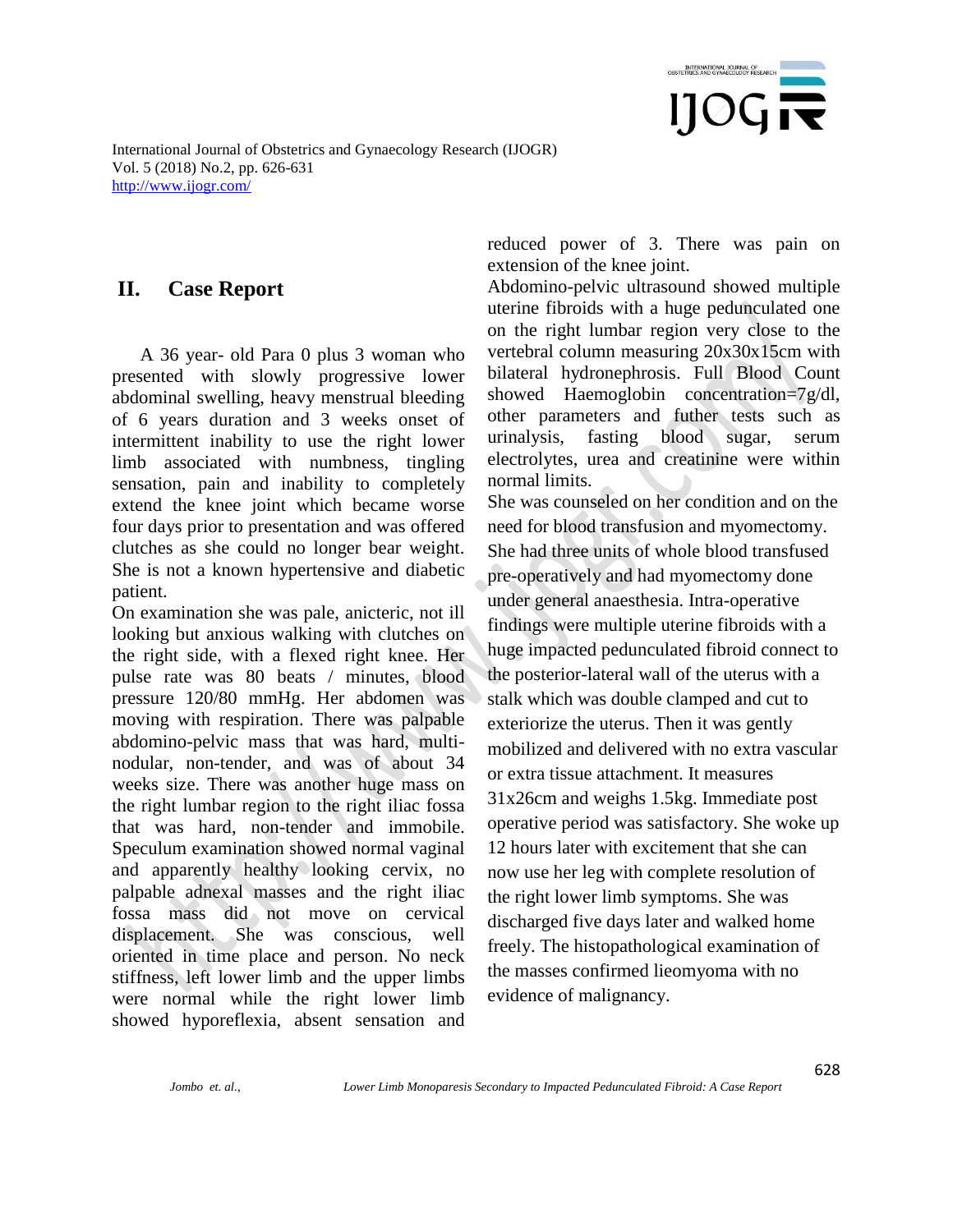## II. Case Report

A 36 year- old Para 0 plus 3 woman who presented with slowly progressive lower abdominal swelling, heavy menstrual bleeding of 6 years duration and 3 weeks onset of intermittent inability to use the right lower limb associated with numbness, tingling sensation, pain and inability to completely extend the knee joint which became worse four days prior to presentation and was offered clutches as she could no longer bear weight. She is not a known hypertensive and diabetic patient.

On examination she was pale, anicteric, not ill looking but anxious walking with clutches on the right side, with a flexed right knee. Her pulse rate was 80 beats / minutes, blood pressure 120/80 mmHg. Her abdomen was moving with respiration. There was palpable abdomino-pelvic mass that was hard, multi-nodular, non-tender, and was of about 34 weeks size. There was another huge mass on the right lumbar region to the right iliac fossa that was hard, non-tender and immobile. Speculum examination showed normal vaginal and apparently healthy looking cervix, no palpable adnexal masses and the right iliac fossa mass did not move on cervical displacement. She was conscious, well oriented in time place and person. No neck stiffness, left lower limb and the upper limbs were normal while the right lower limb showed hyporeflexia, absent sensation and reduced power of 3. There was pain on extension of the knee joint.

Abdomino-pelvic ultrasound showed multiple uterine fibroids with a huge pedunculated one on the right lumbar region very close to the vertebral column measuring 20x30x15cm with bilateral hydronephrosis. Full Blood Count showed Haemoglobin concentration=7g/dl, other parameters and futher tests such as urinalysis, fasting blood sugar, serum electrolytes, urea and creatinine were within normal limits.

She was counseled on her condition and on the need for blood transfusion and myomectomy. She had three units of whole blood transfused pre-operatively and had myomectomy done under general anaesthesia. Intra-operative findings were multiple uterine fibroids with a huge impacted pedunculated fibroid connect to the posterior-lateral wall of the uterus with a stalk which was double clamped and cut to exteriorize the uterus. Then it was gently mobilized and delivered with no extra vascular or extra tissue attachment. It measures 31x26cm and weighs 1.5kg. Immediate post operative period was satisfactory. She woke up 12 hours later with excitement that she can now use her leg with complete resolution of the right lower limb symptoms. She was discharged five days later and walked home freely. The histopathological examination of the masses confirmed lieomyoma with no evidence of malignancy.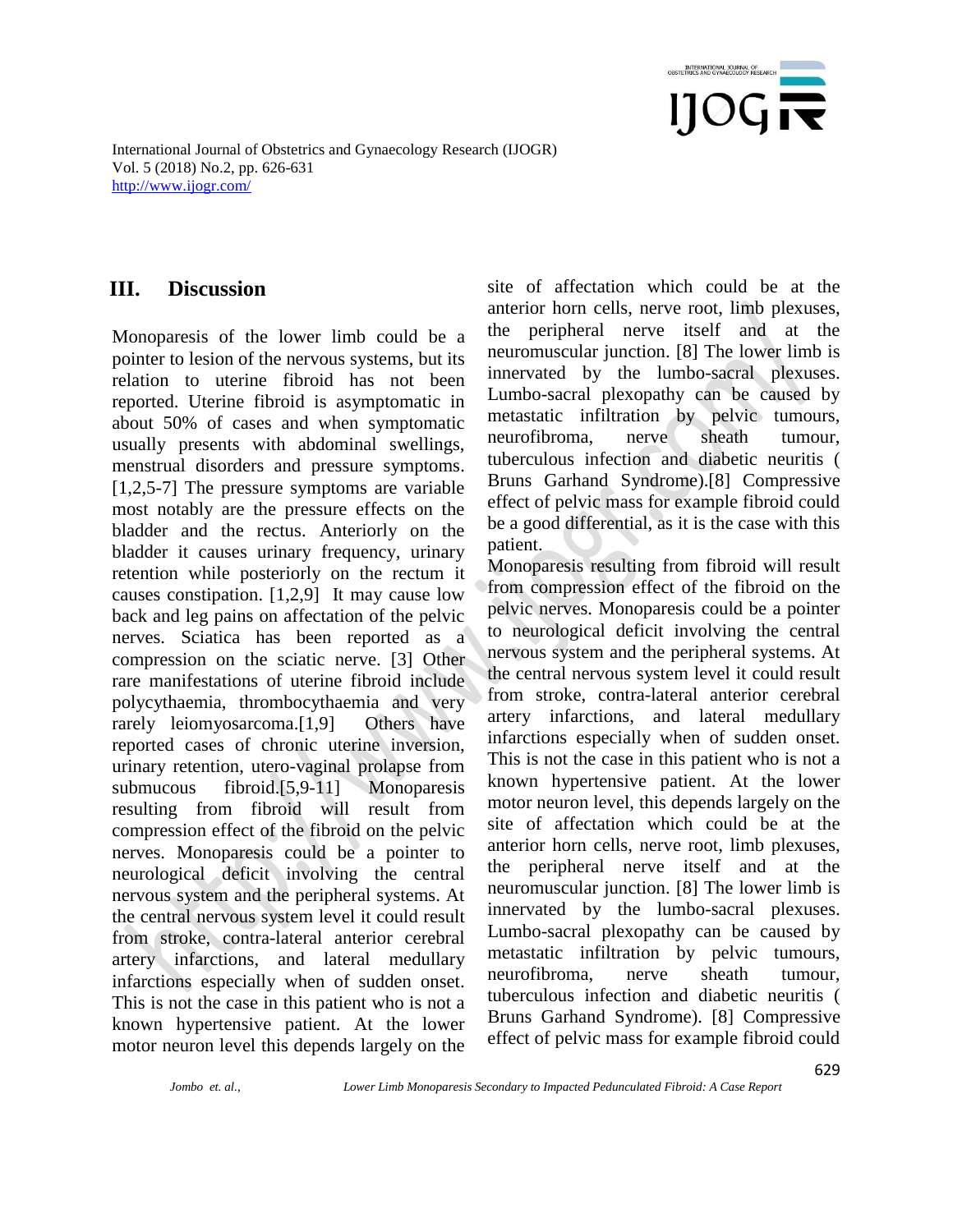## III. Discussion

Monoparesis of the lower limb could be a pointer to lesion of the nervous systems, but its relation to uterine fibroid has not been reported. Uterine fibroid is asymptomatic in about 50% of cases and when symptomatic usually presents with abdominal swellings, menstrual disorders and pressure symptoms.[1,2,5-7] The pressure symptoms are variable most notably are the pressure effects on the bladder and the rectus. Anteriorly on the bladder it causes urinary frequency, urinary retention while posteriorly on the rectum it causes constipation. [1,2,9] It may cause low back and leg pains on affectation of the pelvic nerves. Sciatica has been reported as a compression on the sciatic nerve. [3] Other rare manifestations of uterine fibroid include polycythaemia, thrombocythaemia and very rarely leiomyosarcoma.[1,9] Others have reported cases of chronic uterine inversion, urinary retention, utero-vaginal prolapse from submucous fibroid.[5,9-11] Monoparesis resulting from fibroid will result from compression effect of the fibroid on the pelvic nerves. Monoparesis could be a pointer to neurological deficit involving the central nervous system and the peripheral systems. At the central nervous system level it could result from stroke, contra-lateral anterior cerebral artery infarctions, and lateral medullary infarctions especially when of sudden onset. This is not the case in this patient who is not a known hypertensive patient. At the lower motor neuron level this depends largely on the site of affectation which could be at the anterior horn cells, nerve root, limb plexuses, the peripheral nerve itself and at the neuromuscular junction. [8] The lower limb is innervated by the lumbo-sacral plexuses. Lumbo-sacral plexopathy can be caused by metastatic infiltration by pelvic tumours, neurofibroma, nerve sheath tumour, tuberculous infection and diabetic neuritis ( Bruns Garhand Syndrome).[8] Compressive effect of pelvic mass for example fibroid could be a good differential, as it is the case with this patient.

Monoparesis resulting from fibroid will result from compression effect of the fibroid on the pelvic nerves. Monoparesis could be a pointer to neurological deficit involving the central nervous system and the peripheral systems. At the central nervous system level it could result from stroke, contra-lateral anterior cerebral artery infarctions, and lateral medullary infarctions especially when of sudden onset. This is not the case in this patient who is not a known hypertensive patient. At the lower motor neuron level, this depends largely on the site of affectation which could be at the anterior horn cells, nerve root, limb plexuses, the peripheral nerve itself and at the neuromuscular junction. [8] The lower limb is innervated by the lumbo-sacral plexuses. Lumbo-sacral plexopathy can be caused by metastatic infiltration by pelvic tumours, neurofibroma, nerve sheath tumour, tuberculous infection and diabetic neuritis ( Bruns Garhand Syndrome). [8] Compressive effect of pelvic mass for example fibroid could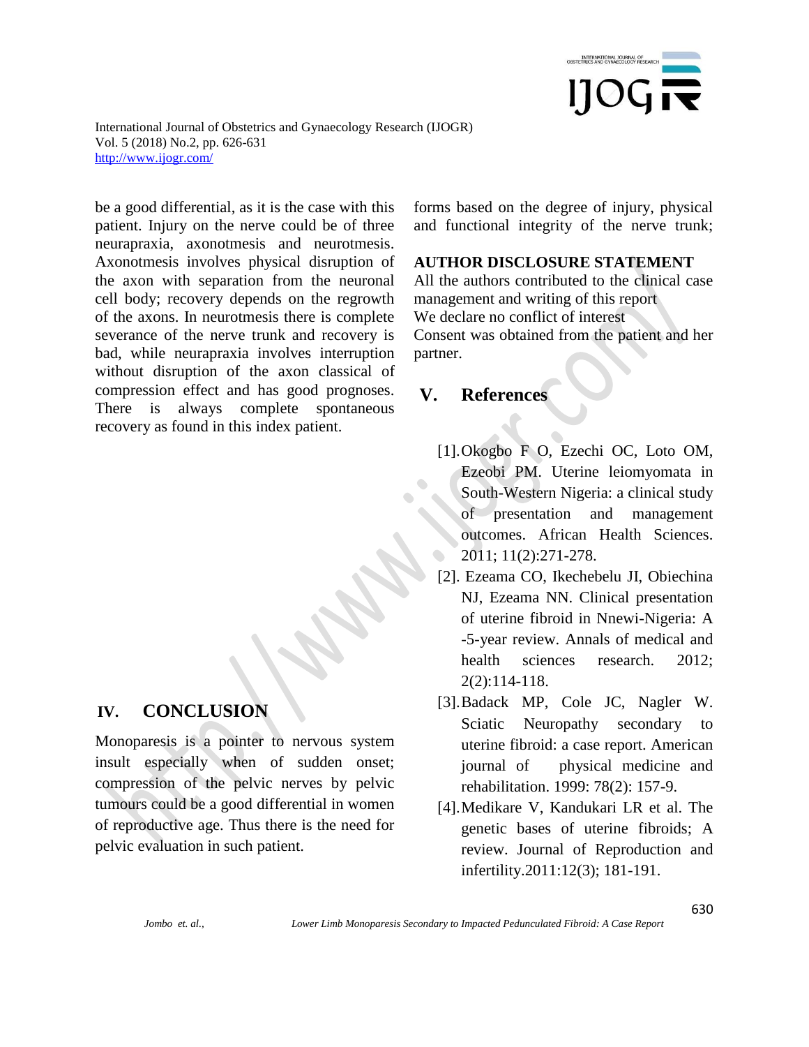be a good differential, as it is the case with this patient. Injury on the nerve could be of three neurapraxia, axonotmesis and neurotmesis. Axonotmesis involves physical disruption of the axon with separation from the neuronal cell body; recovery depends on the regrowth of the axons. In neurotmesis there is complete severance of the nerve trunk and recovery is bad, while neurapraxia involves interruption without disruption of the axon classical of compression effect and has good prognoses. There is always complete spontaneous recovery as found in this index patient.

## IV. CONCLUSION

Monoparesis is a pointer to nervous system insult especially when of sudden onset; compression of the pelvic nerves by pelvic tumours could be a good differential in women of reproductive age. Thus there is the need for pelvic evaluation in such patient.

forms based on the degree of injury, physical and functional integrity of the nerve trunk;

**AUTHOR DISCLOSURE STATEMENT**

All the authors contributed to the clinical case management and writing of this report

We declare no conflict of interest

Consent was obtained from the patient and her partner.

## V. References

[1]. Okogbo F O, Ezechi OC, Loto OM, Ezeobi PM. Uterine leiomyomata in South-Western Nigeria: a clinical study of presentation and management outcomes. African Health Sciences. 2011; 11(2):271-278.

[2]. Ezeama CO, Ikechebelu JI, Obiechina NJ, Ezeama NN. Clinical presentation of uterine fibroid in Nnewi-Nigeria: A -5-year review. Annals of medical and health sciences research. 2012; 2(2):114-118.

[3]. Badack MP, Cole JC, Nagler W. Sciatic Neuropathy secondary to uterine fibroid: a case report. American journal of physical medicine and rehabilitation. 1999: 78(2): 157-9.

[4]. Medikare V, Kandukari LR et al. The genetic bases of uterine fibroids; A review. Journal of Reproduction and infertility.2011:12(3); 181-191.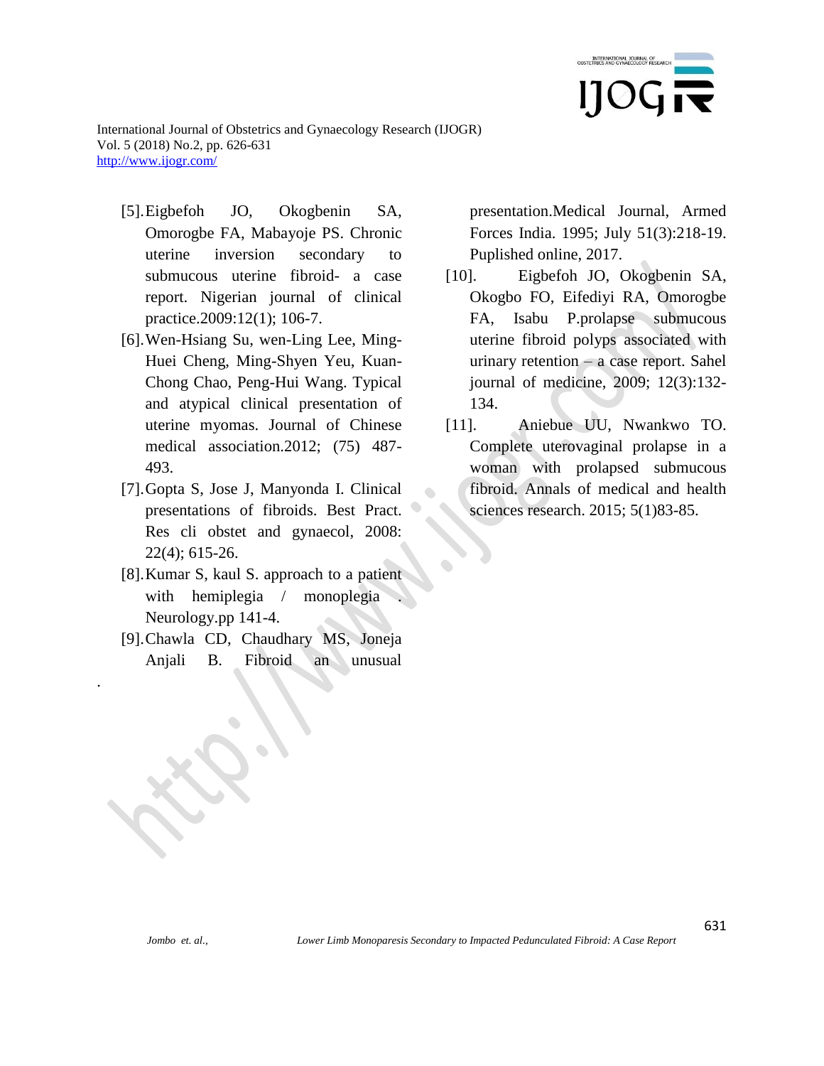[5]. Eigbefoh JO, Okogbenin SA, Omorogbe FA, Mabayoje PS. Chronic uterine inversion secondary to submucous uterine fibroid- a case report. Nigerian journal of clinical practice.2009:12(1); 106-7.

[6]. Wen-Hsiang Su, wen-Ling Lee, Ming-Huei Cheng, Ming-Shyen Yeu, Kuan-Chong Chao, Peng-Hui Wang. Typical and atypical clinical presentation of uterine myomas. Journal of Chinese medical association.2012; (75) 487-493.

[7]. Gopta S, Jose J, Manyonda I. Clinical presentations of fibroids. Best Pract. Res cli obstet and gynaecol, 2008: 22(4); 615-26.

[8]. Kumar S, kaul S. approach to a patient with hemiplegia / monoplegia . Neurology.pp 141-4.

[9]. Chawla CD, Chaudhary MS, Joneja Anjali B. Fibroid an unusual presentation.Medical Journal, Armed Forces India. 1995; July 51(3):218-19. Puplished online, 2017.

[10]. Eigbefoh JO, Okogbenin SA, Okogbo FO, Eifediyi RA, Omorogbe FA, Isabu P.prolapse submucous uterine fibroid polyps associated with urinary retention – a case report. Sahel journal of medicine, 2009; 12(3):132-134.

[11]. Aniebue UU, Nwankwo TO. Complete uterovaginal prolapse in a woman with prolapsed submucous fibroid. Annals of medical and health sciences research. 2015; 5(1)83-85.